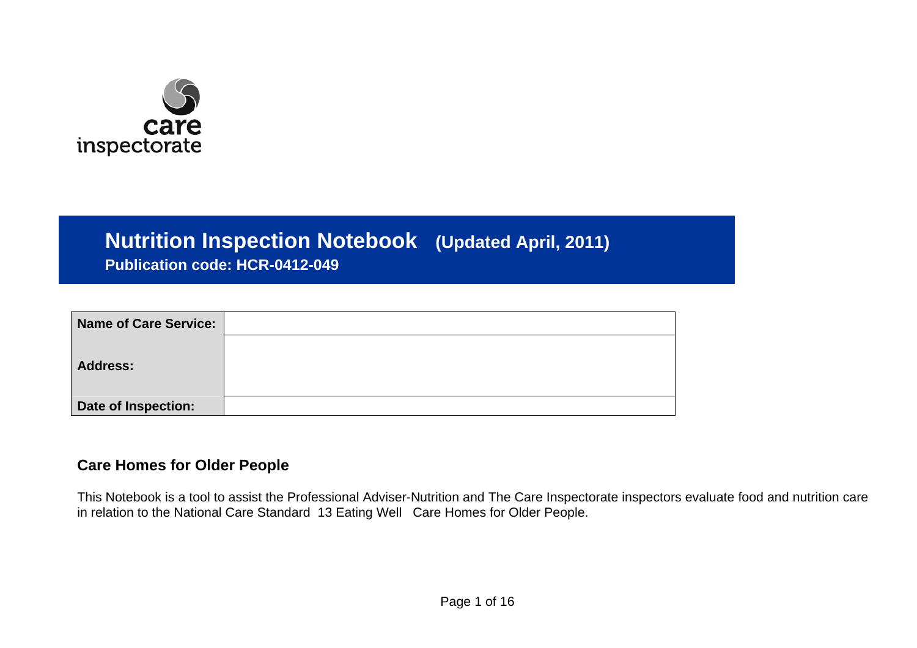care inspectorate

# Nutrition Inspection Notebook (Updated April, 2011)

**Publication code: HCR-0412-049**

| **Name of Care Service:** | |
|---|---|
| **Address:** | |
| **Date of Inspection:** | |

## Care Homes for Older People

This Notebook is a tool to assist the Professional Adviser-Nutrition and The Care Inspectorate inspectors evaluate food and nutrition care in relation to the National Care Standard 13 Eating Well Care Homes for Older People.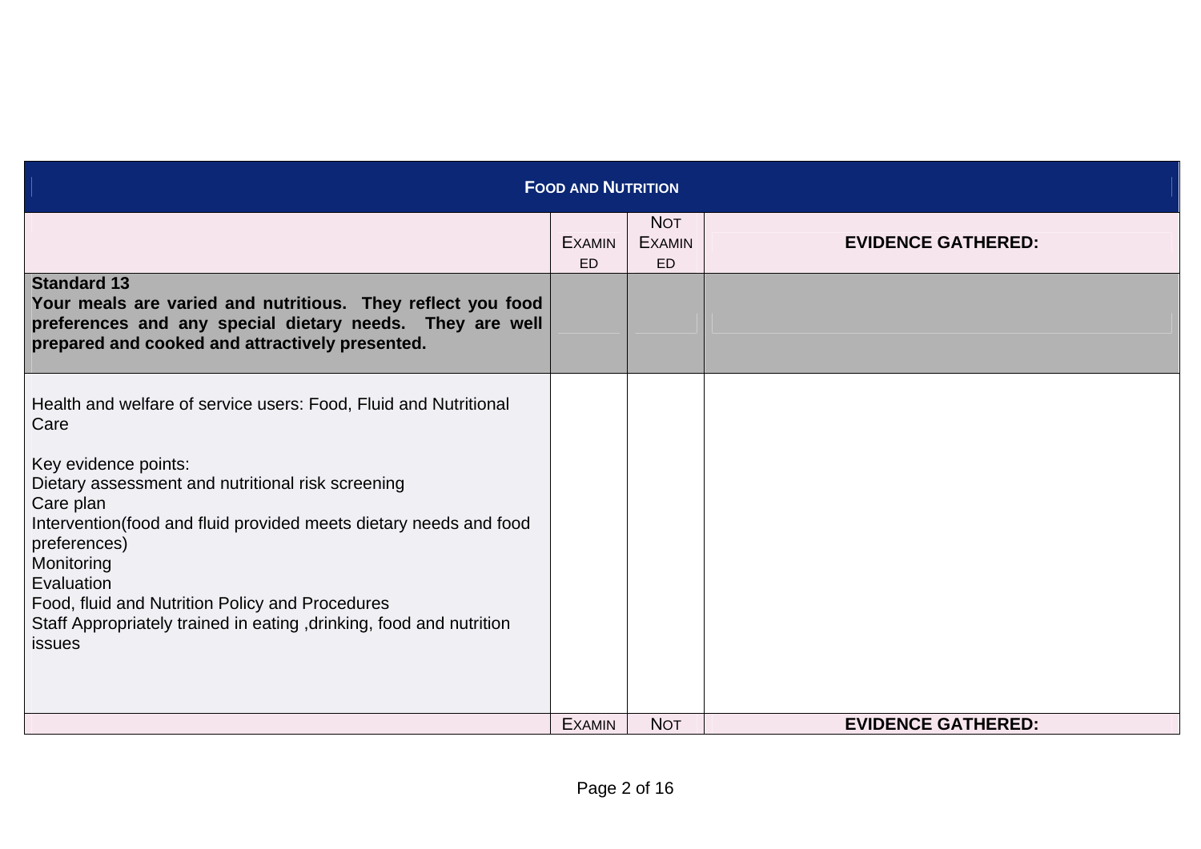| Food and Nutrition | | | |
|---|---|---|---|
| | Examined | Not Examined | **EVIDENCE GATHERED:** |
| **Standard 13**<br>**Your meals are varied and nutritious. They reflect you food preferences and any special dietary needs. They are well prepared and cooked and attractively presented.** | | | |
| Health and welfare of service users: Food, Fluid and Nutritional Care<br><br>Key evidence points:<br>Dietary assessment and nutritional risk screening<br>Care plan<br>Intervention(food and fluid provided meets dietary needs and food preferences)<br>Monitoring<br>Evaluation<br>Food, fluid and Nutrition Policy and Procedures<br>Staff Appropriately trained in eating ,drinking, food and nutrition issues | | | |
| | Examin | Not | **EVIDENCE GATHERED:** |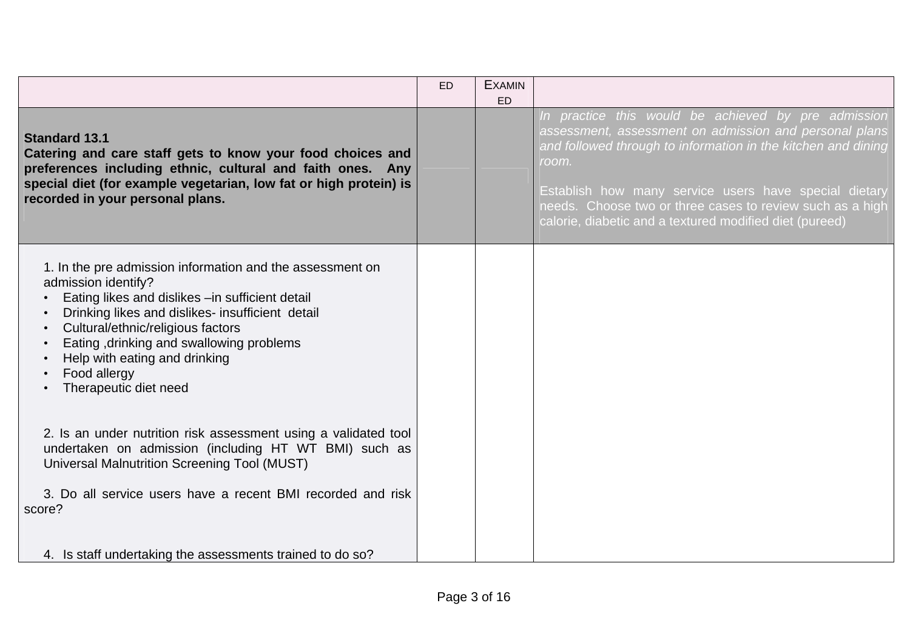| | ED | EXAMINED | |
|---|---|---|---|
| **Standard 13.1**<br>**Catering and care staff gets to know your food choices and preferences including ethnic, cultural and faith ones. Any special diet (for example vegetarian, low fat or high protein) is recorded in your personal plans.** | | | *In practice this would be achieved by pre admission assessment, assessment on admission and personal plans and followed through to information in the kitchen and dining room.*<br><br>Establish how many service users have special dietary needs. Choose two or three cases to review such as a high calorie, diabetic and a textured modified diet (pureed) |
| 1. In the pre admission information and the assessment on admission identify?<br>• Eating likes and dislikes –in sufficient detail<br>• Drinking likes and dislikes- insufficient detail<br>• Cultural/ethnic/religious factors<br>• Eating ,drinking and swallowing problems<br>• Help with eating and drinking<br>• Food allergy<br>• Therapeutic diet need<br><br>2. Is an under nutrition risk assessment using a validated tool undertaken on admission (including HT WT BMI) such as Universal Malnutrition Screening Tool (MUST)<br><br>3. Do all service users have a recent BMI recorded and risk score?<br><br>4. Is staff undertaking the assessments trained to do so? | | | |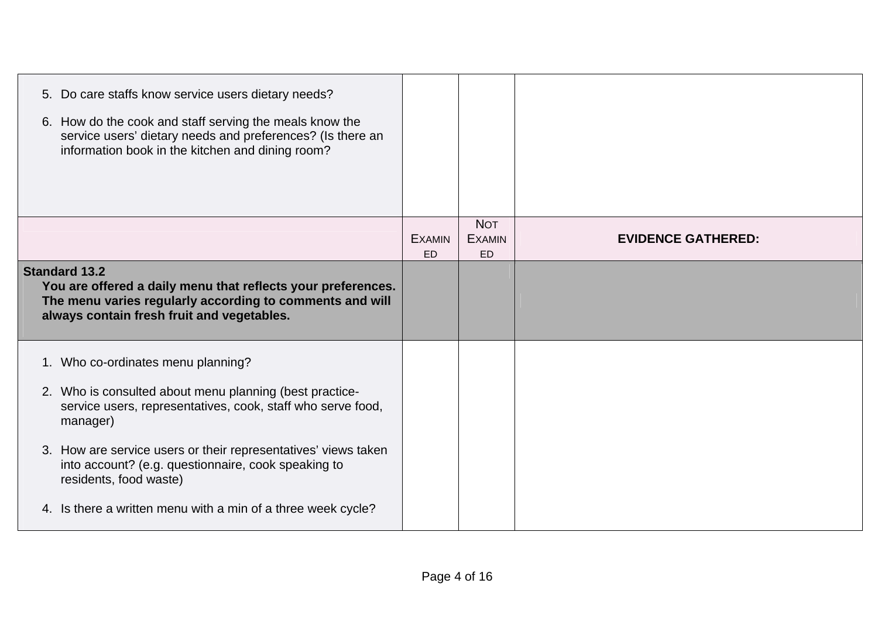| | | | |
|---|---|---|---|
| 5. Do care staffs know service users dietary needs?<br><br>6. How do the cook and staff serving the meals know the service users' dietary needs and preferences? (Is there an information book in the kitchen and dining room? | | | |
| | **EXAMINED** | **NOT EXAMINED** | **EVIDENCE GATHERED:** |
| **Standard 13.2**<br>**You are offered a daily menu that reflects your preferences. The menu varies regularly according to comments and will always contain fresh fruit and vegetables.** | | | |
| 1. Who co-ordinates menu planning?<br><br>2. Who is consulted about menu planning (best practice- service users, representatives, cook, staff who serve food, manager)<br><br>3. How are service users or their representatives' views taken into account? (e.g. questionnaire, cook speaking to residents, food waste)<br><br>4. Is there a written menu with a min of a three week cycle? | | | |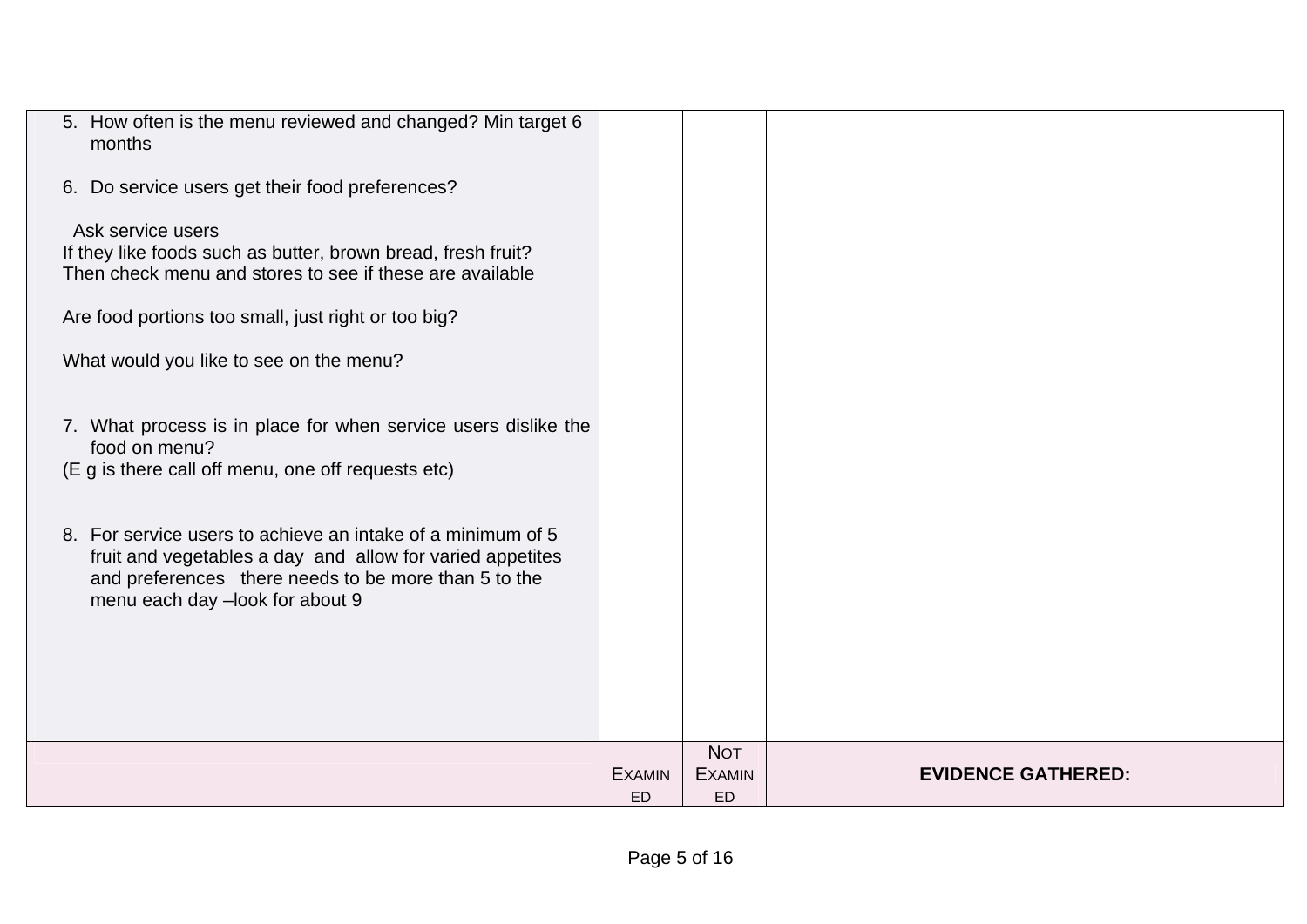| | | | |
|---|---|---|---|
| 5. How often is the menu reviewed and changed? Min target 6 months<br><br>6. Do service users get their food preferences?<br><br>Ask service users<br>If they like foods such as butter, brown bread, fresh fruit?<br>Then check menu and stores to see if these are available<br><br>Are food portions too small, just right or too big?<br><br>What would you like to see on the menu?<br><br>7. What process is in place for when service users dislike the food on menu?<br>(E g is there call off menu, one off requests etc)<br><br>8. For service users to achieve an intake of a minimum of 5 fruit and vegetables a day and allow for varied appetites and preferences there needs to be more than 5 to the menu each day –look for about 9 | | | |
| | EXAMINED | NOT EXAMINED | **EVIDENCE GATHERED:** |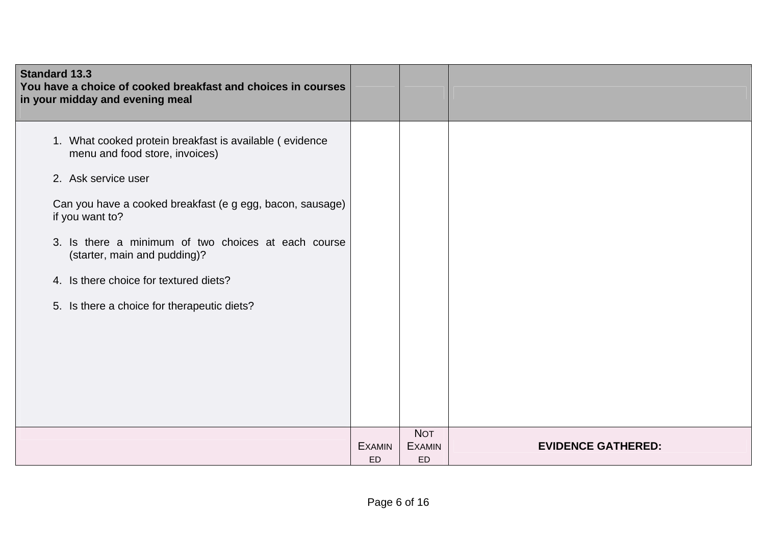| **Standard 13.3**<br>**You have a choice of cooked breakfast and choices in courses in your midday and evening meal** | | | |
|---|---|---|---|
| 1. What cooked protein breakfast is available ( evidence menu and food store, invoices)<br><br>2. Ask service user<br><br>Can you have a cooked breakfast (e g egg, bacon, sausage) if you want to?<br><br>3. Is there a minimum of two choices at each course (starter, main and pudding)?<br><br>4. Is there choice for textured diets?<br><br>5. Is there a choice for therapeutic diets? | | | |
| | EXAMINED | NOT EXAMINED | **EVIDENCE GATHERED:** |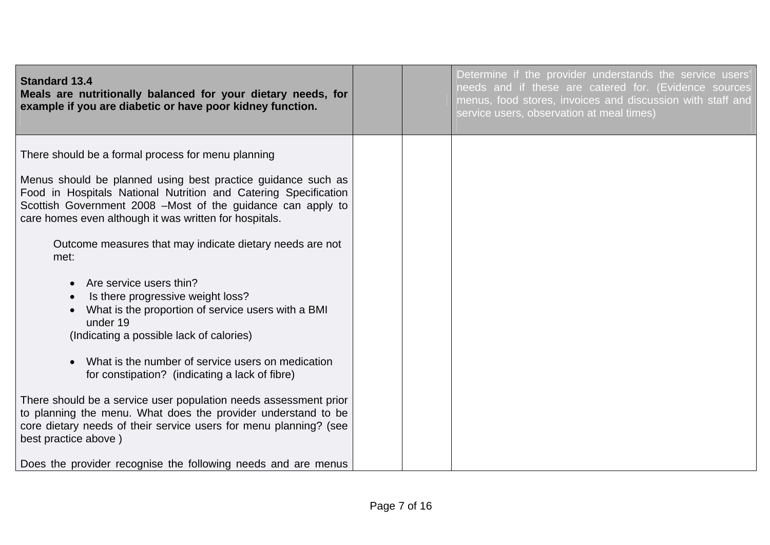| **Standard 13.4**<br>**Meals are nutritionally balanced for your dietary needs, for example if you are diabetic or have poor kidney function.** | | | Determine if the provider understands the service users' needs and if these are catered for. (Evidence sources menus, food stores, invoices and discussion with staff and service users, observation at meal times) |
|---|---|---|---|
| There should be a formal process for menu planning<br><br>Menus should be planned using best practice guidance such as Food in Hospitals National Nutrition and Catering Specification Scottish Government 2008 –Most of the guidance can apply to care homes even although it was written for hospitals.<br><br>Outcome measures that may indicate dietary needs are not met:<br><br>• Are service users thin?<br>• Is there progressive weight loss?<br>• What is the proportion of service users with a BMI under 19<br>(Indicating a possible lack of calories)<br><br>• What is the number of service users on medication for constipation? (indicating a lack of fibre)<br><br>There should be a service user population needs assessment prior to planning the menu. What does the provider understand to be core dietary needs of their service users for menu planning? (see best practice above )<br><br>Does the provider recognise the following needs and are menus | | | |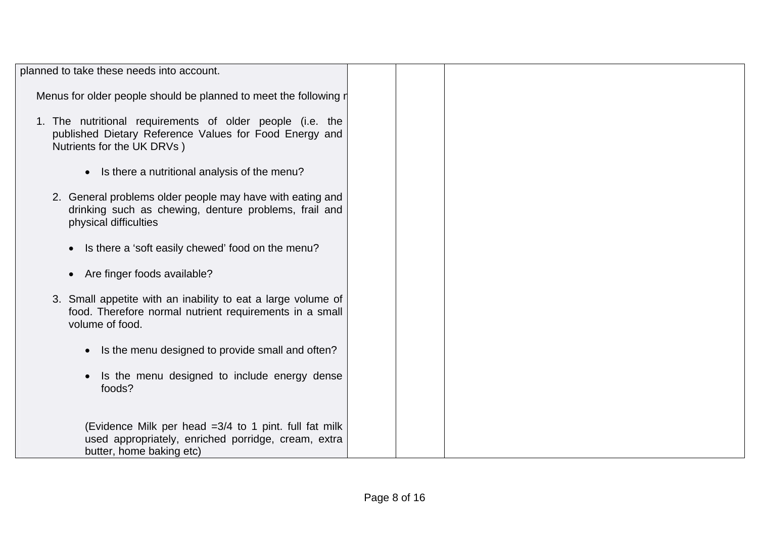| | | | |
|---|---|---|---|
| planned to take these needs into account.<br><br>Menus for older people should be planned to meet the following r<br><br>1. The nutritional requirements of older people (i.e. the published Dietary Reference Values for Food Energy and Nutrients for the UK DRVs )<br><br>• Is there a nutritional analysis of the menu?<br><br>2. General problems older people may have with eating and drinking such as chewing, denture problems, frail and physical difficulties<br><br>• Is there a 'soft easily chewed' food on the menu?<br><br>• Are finger foods available?<br><br>3. Small appetite with an inability to eat a large volume of food. Therefore normal nutrient requirements in a small volume of food.<br><br>• Is the menu designed to provide small and often?<br><br>• Is the menu designed to include energy dense foods?<br><br>(Evidence Milk per head =3/4 to 1 pint. full fat milk used appropriately, enriched porridge, cream, extra butter, home baking etc) | | | |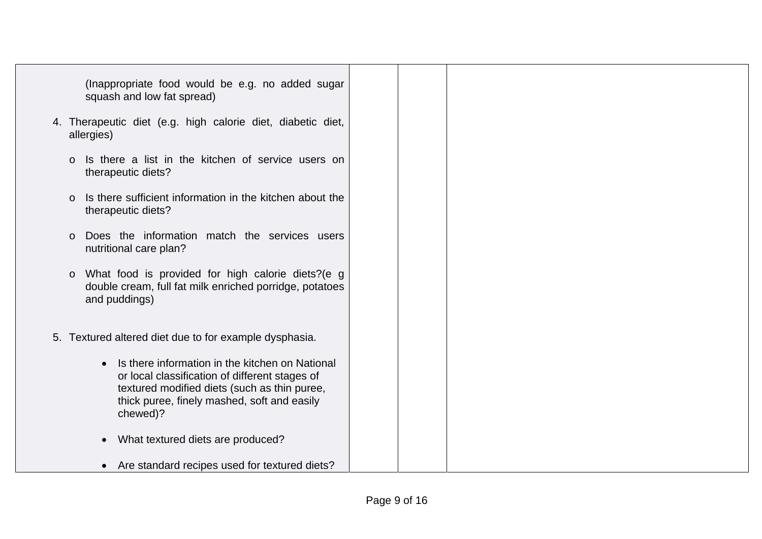| | | | |
|---|---|---|---|
| (Inappropriate food would be e.g. no added sugar squash and low fat spread)<br><br>4. Therapeutic diet (e.g. high calorie diet, diabetic diet, allergies)<br><br>o Is there a list in the kitchen of service users on therapeutic diets?<br><br>o Is there sufficient information in the kitchen about the therapeutic diets?<br><br>o Does the information match the services users nutritional care plan?<br><br>o What food is provided for high calorie diets?(e g double cream, full fat milk enriched porridge, potatoes and puddings)<br><br>5. Textured altered diet due to for example dysphasia.<br><br>• Is there information in the kitchen on National or local classification of different stages of textured modified diets (such as thin puree, thick puree, finely mashed, soft and easily chewed)?<br><br>• What textured diets are produced?<br><br>• Are standard recipes used for textured diets? | | | |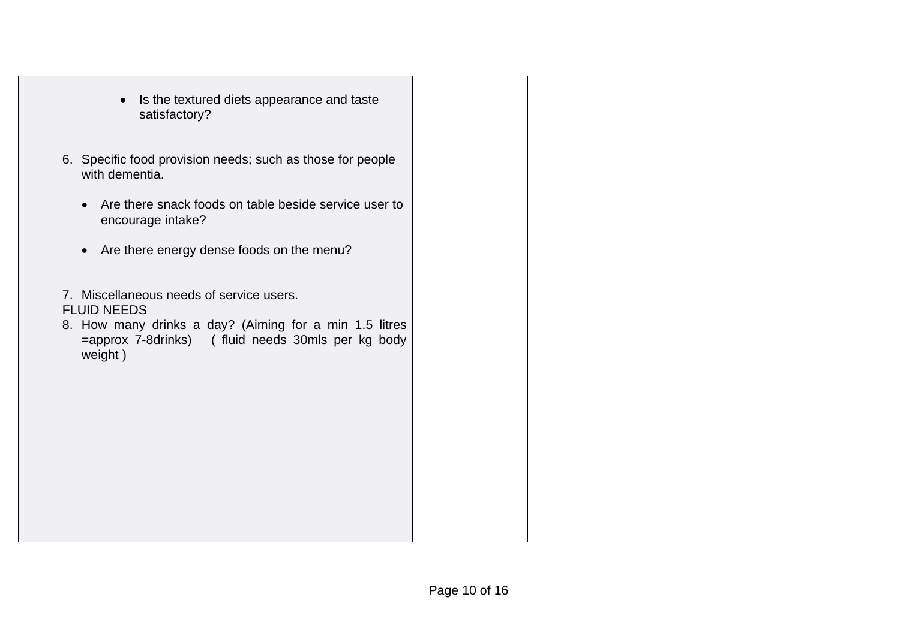| | | | |
|---|---|---|---|
| • Is the textured diets appearance and taste satisfactory?<br><br>6. Specific food provision needs; such as those for people with dementia.<br><br>• Are there snack foods on table beside service user to encourage intake?<br><br>• Are there energy dense foods on the menu?<br><br>7. Miscellaneous needs of service users.<br>FLUID NEEDS<br>8. How many drinks a day? (Aiming for a min 1.5 litres =approx 7-8drinks) ( fluid needs 30mls per kg body weight ) | | | |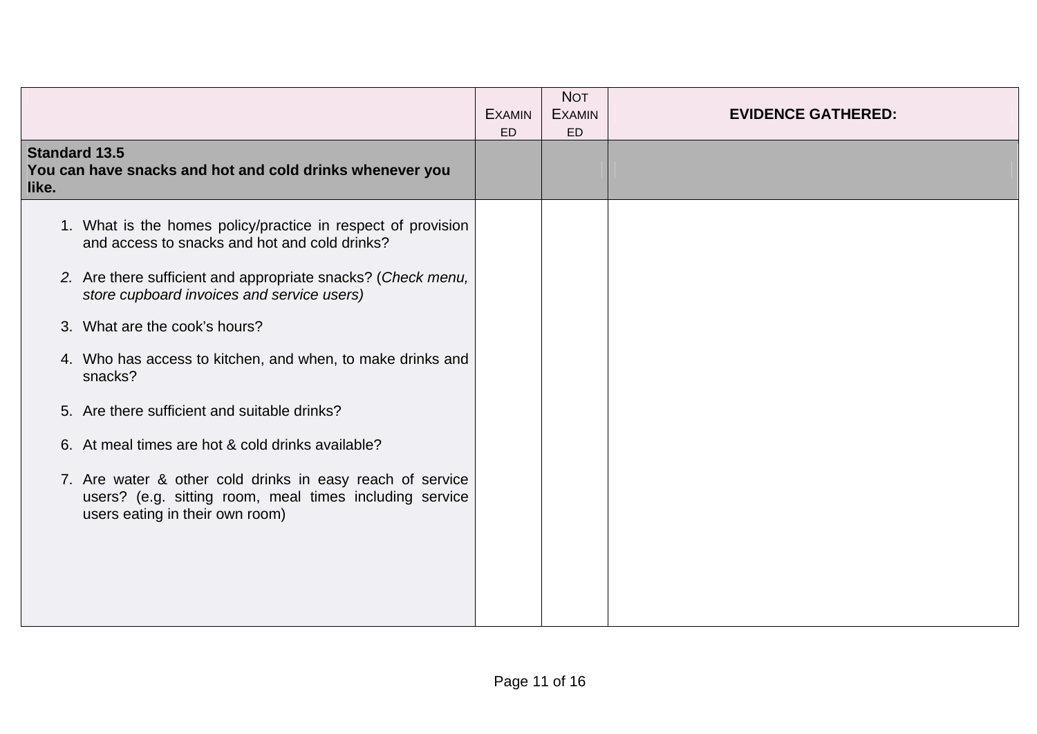| | Examined | Not Examined | EVIDENCE GATHERED: |
|---|---|---|---|
| **Standard 13.5**<br>**You can have snacks and hot and cold drinks whenever you like.** | | | |
| 1. What is the homes policy/practice in respect of provision and access to snacks and hot and cold drinks?<br><br>2. Are there sufficient and appropriate snacks? (*Check menu, store cupboard invoices and service users)*<br><br>3. What are the cook's hours?<br><br>4. Who has access to kitchen, and when, to make drinks and snacks?<br><br>5. Are there sufficient and suitable drinks?<br><br>6. At meal times are hot & cold drinks available?<br><br>7. Are water & other cold drinks in easy reach of service users? (e.g. sitting room, meal times including service users eating in their own room) | | | |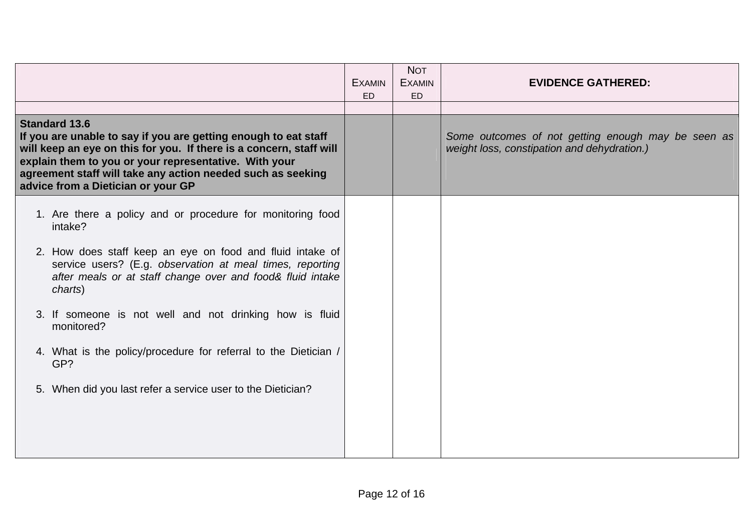|  | EXAMINED | NOT EXAMINED | **EVIDENCE GATHERED:** |
|---|---|---|---|
|  |  |  |  |
| **Standard 13.6**<br>**If you are unable to say if you are getting enough to eat staff will keep an eye on this for you. If there is a concern, staff will explain them to you or your representative. With your agreement staff will take any action needed such as seeking advice from a Dietician or your GP** |  |  | *Some outcomes of not getting enough may be seen as weight loss, constipation and dehydration.)* |
| 1. Are there a policy and or procedure for monitoring food intake?<br><br>2. How does staff keep an eye on food and fluid intake of service users? (E.g. *observation at meal times, reporting after meals or at staff change over and food& fluid intake charts*)<br><br>3. If someone is not well and not drinking how is fluid monitored?<br><br>4. What is the policy/procedure for referral to the Dietician / GP?<br><br>5. When did you last refer a service user to the Dietician? |  |  |  |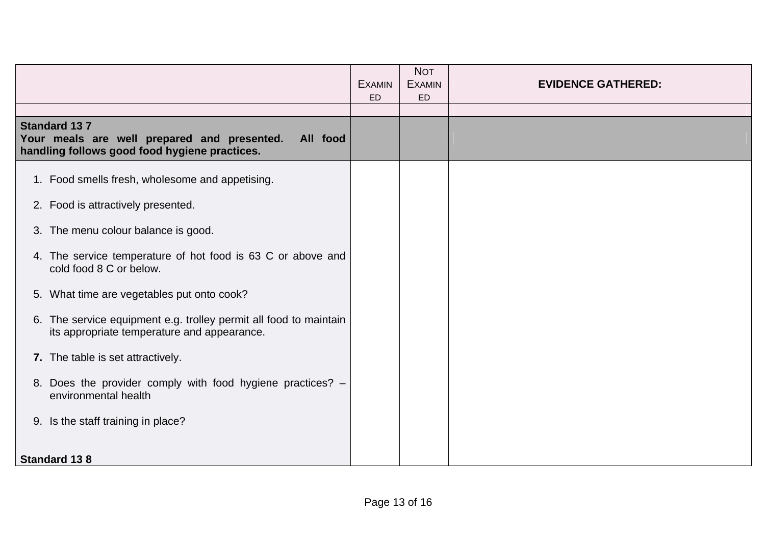| | Examined | Not Examined | EVIDENCE GATHERED: |
|---|---|---|---|
| | | | |
| **Standard 13 7**<br>**Your meals are well prepared and presented. All food handling follows good food hygiene practices.** | | | |
| 1. Food smells fresh, wholesome and appetising.<br><br>2. Food is attractively presented.<br><br>3. The menu colour balance is good.<br><br>4. The service temperature of hot food is 63 C or above and cold food 8 C or below.<br><br>5. What time are vegetables put onto cook?<br><br>6. The service equipment e.g. trolley permit all food to maintain its appropriate temperature and appearance.<br><br>**7.** The table is set attractively.<br><br>8. Does the provider comply with food hygiene practices? – environmental health<br><br>9. Is the staff training in place?<br><br><br>**Standard 13 8** | | | |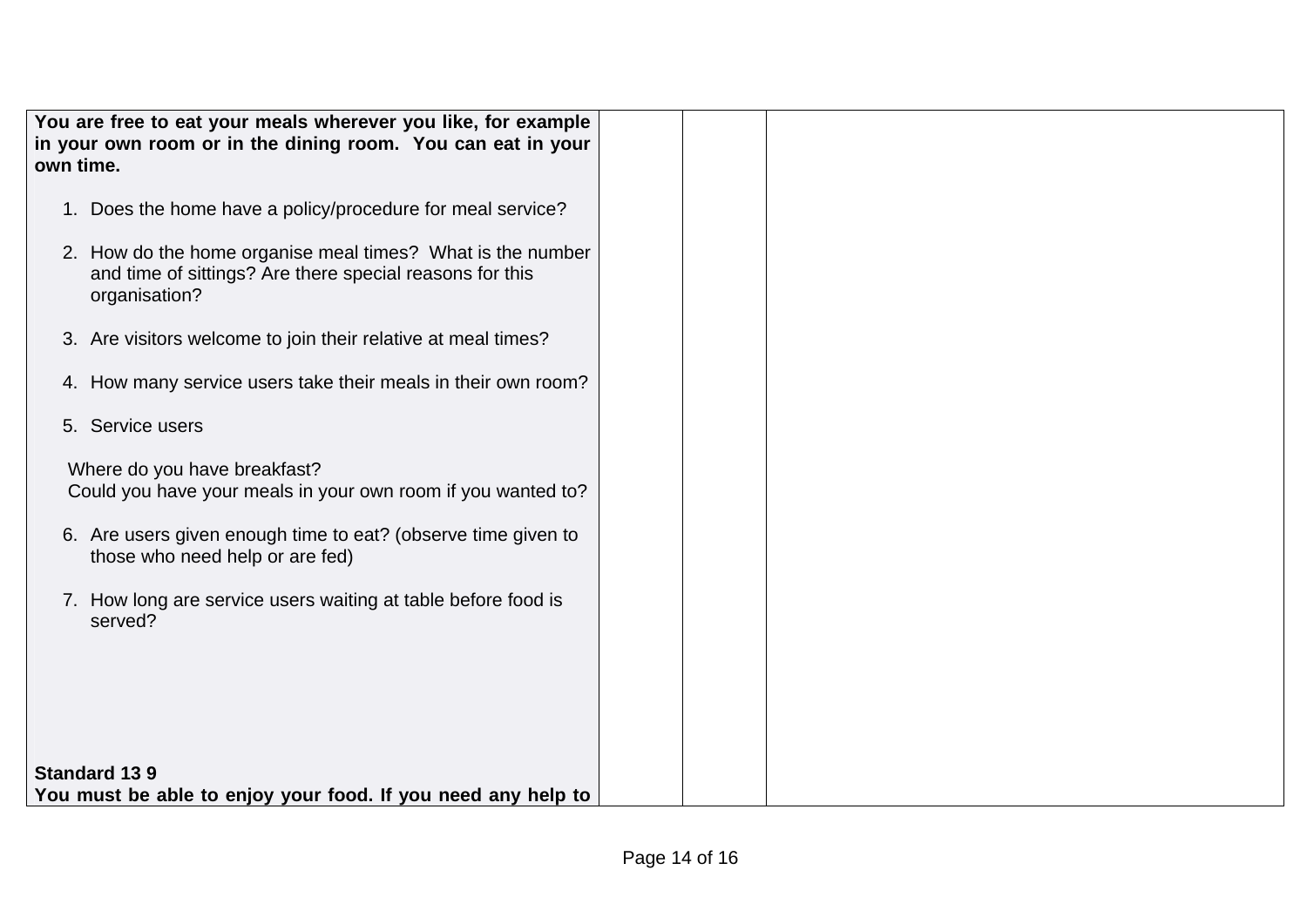| | | | |
|---|---|---|---|
| **You are free to eat your meals wherever you like, for example in your own room or in the dining room. You can eat in your own time.**<br><br>1. Does the home have a policy/procedure for meal service?<br><br>2. How do the home organise meal times? What is the number and time of sittings? Are there special reasons for this organisation?<br><br>3. Are visitors welcome to join their relative at meal times?<br><br>4. How many service users take their meals in their own room?<br><br>5. Service users<br><br>Where do you have breakfast?<br>Could you have your meals in your own room if you wanted to?<br><br>6. Are users given enough time to eat? (observe time given to those who need help or are fed)<br><br>7. How long are service users waiting at table before food is served?<br><br><br><br>**Standard 13 9**<br>**You must be able to enjoy your food. If you need any help to** | | | |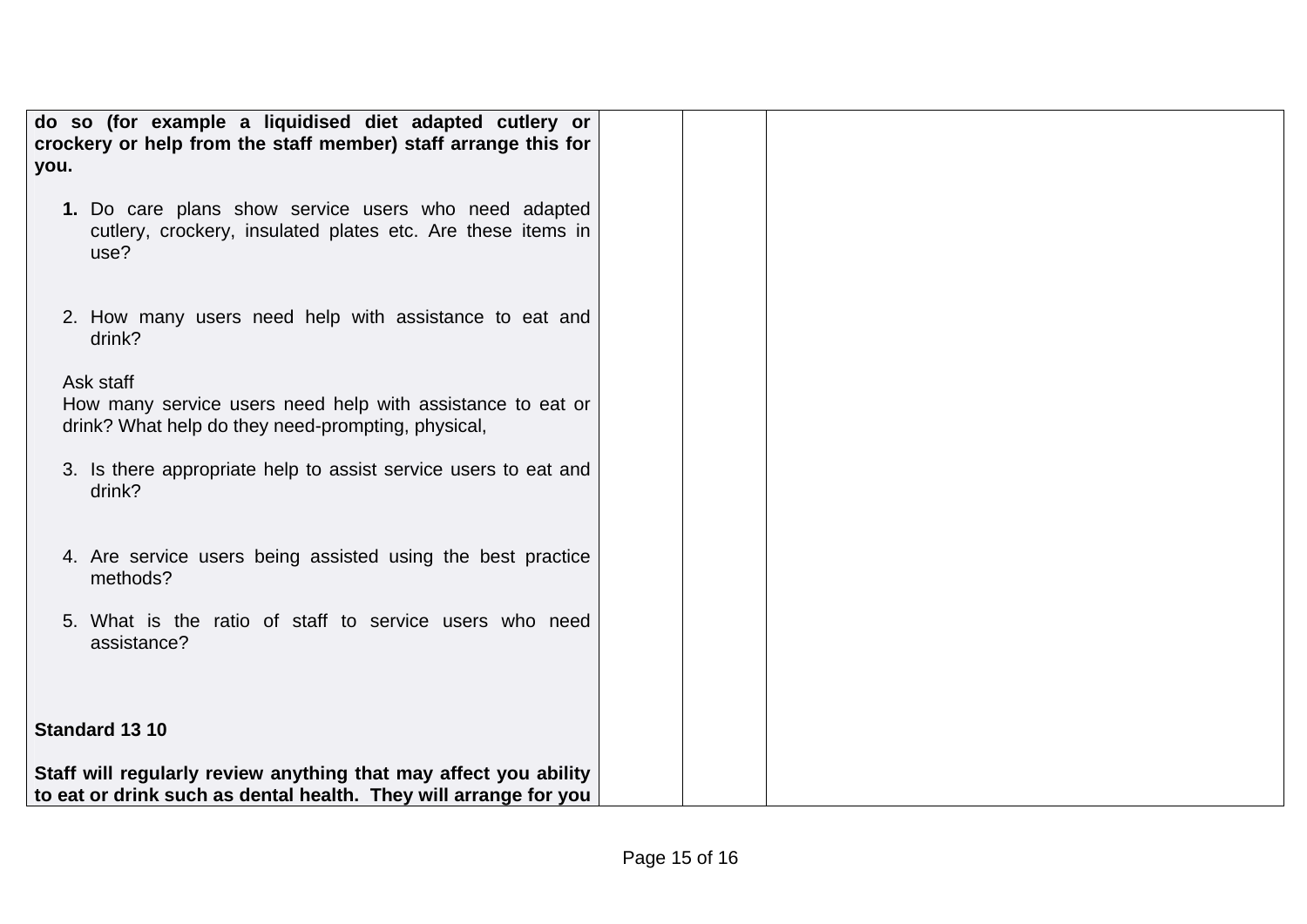| | | | |
|---|---|---|---|
| **do so (for example a liquidised diet adapted cutlery or crockery or help from the staff member) staff arrange this for you.**<br><br>**1.** Do care plans show service users who need adapted cutlery, crockery, insulated plates etc. Are these items in use?<br><br>2. How many users need help with assistance to eat and drink?<br><br>Ask staff<br>How many service users need help with assistance to eat or drink? What help do they need-prompting, physical,<br><br>3. Is there appropriate help to assist service users to eat and drink?<br><br>4. Are service users being assisted using the best practice methods?<br><br>5. What is the ratio of staff to service users who need assistance?<br><br>**Standard 13 10**<br><br>**Staff will regularly review anything that may affect you ability to eat or drink such as dental health. They will arrange for you** | | | |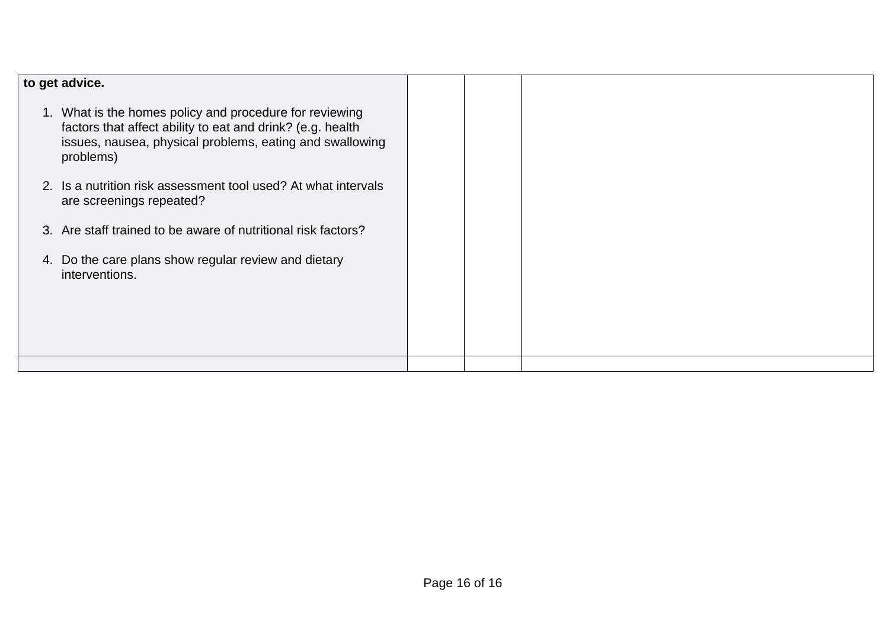| | | | |
|---|---|---|---|
| **to get advice.**<br><br>1. What is the homes policy and procedure for reviewing factors that affect ability to eat and drink? (e.g. health issues, nausea, physical problems, eating and swallowing problems)<br><br>2. Is a nutrition risk assessment tool used? At what intervals are screenings repeated?<br><br>3. Are staff trained to be aware of nutritional risk factors?<br><br>4. Do the care plans show regular review and dietary interventions. | | | |
| | | | |